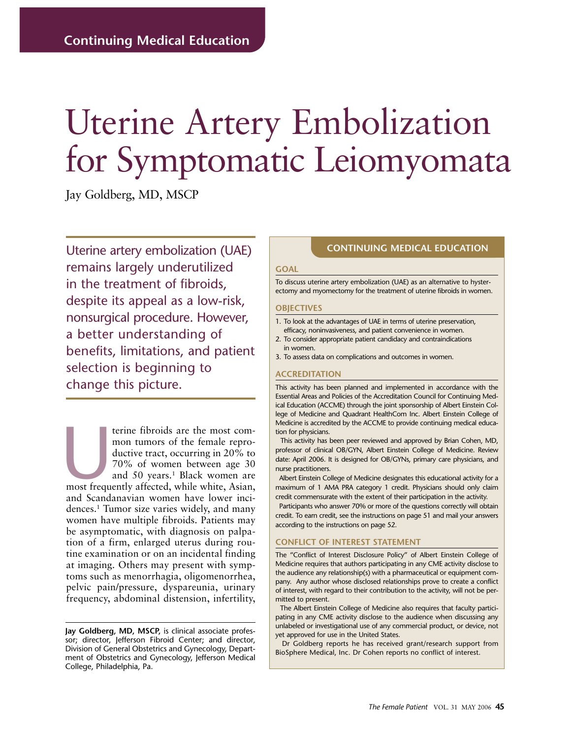Continuing Medical Education

# Uterine Artery Embolization for Symptomatic Leiomyomata

Jay Goldberg, MD, MSCP

Uterine artery embolization (UAE) remains largely underutilized in the treatment of fibroids, despite its appeal as a low-risk, nonsurgical procedure. However, a better understanding of benefits, limitations, and patient selection is beginning to change this picture.

Uterine fibroids are the most common tumors of the female reproductive tract, occurring in 20% to 70% of women between age 30 and 50 years.[1] Black women are most frequently affected, while white, Asian, and Scandanavian women have lower incidences.[1] Tumor size varies widely, and many women have multiple fibroids. Patients may be asymptomatic, with diagnosis on palpation of a firm, enlarged uterus during routine examination or on an incidental finding at imaging. Others may present with symptoms such as menorrhagia, oligomenorrhea, pelvic pain/pressure, dyspareunia, urinary frequency, abdominal distension, infertility,

**Jay Goldberg, MD, MSCP,** is clinical associate professor; director, Jefferson Fibroid Center; and director, Division of General Obstetrics and Gynecology, Department of Obstetrics and Gynecology, Jefferson Medical College, Philadelphia, Pa.

## CONTINUING MEDICAL EDUCATION

### GOAL

To discuss uterine artery embolization (UAE) as an alternative to hysterectomy and myomectomy for the treatment of uterine fibroids in women.

### OBJECTIVES

1. To look at the advantages of UAE in terms of uterine preservation, efficacy, noninvasiveness, and patient convenience in women.
2. To consider appropriate patient candidacy and contraindications in women.
3. To assess data on complications and outcomes in women.

### ACCREDITATION

This activity has been planned and implemented in accordance with the Essential Areas and Policies of the Accreditation Council for Continuing Medical Education (ACCME) through the joint sponsorship of Albert Einstein College of Medicine and Quadrant HealthCom Inc. Albert Einstein College of Medicine is accredited by the ACCME to provide continuing medical education for physicians.

This activity has been peer reviewed and approved by Brian Cohen, MD, professor of clinical OB/GYN, Albert Einstein College of Medicine. Review date: April 2006. It is designed for OB/GYNs, primary care physicians, and nurse practitioners.

Albert Einstein College of Medicine designates this educational activity for a maximum of 1 AMA PRA category 1 credit. Physicians should only claim credit commensurate with the extent of their participation in the activity.

Participants who answer 70% or more of the questions correctly will obtain credit. To earn credit, see the instructions on page 51 and mail your answers according to the instructions on page 52.

### CONFLICT OF INTEREST STATEMENT

The "Conflict of Interest Disclosure Policy" of Albert Einstein College of Medicine requires that authors participating in any CME activity disclose to the audience any relationship(s) with a pharmaceutical or equipment company. Any author whose disclosed relationships prove to create a conflict of interest, with regard to their contribution to the activity, will not be permitted to present.

The Albert Einstein College of Medicine also requires that faculty participating in any CME activity disclose to the audience when discussing any unlabeled or investigational use of any commercial product, or device, not yet approved for use in the United States.

Dr Goldberg reports he has received grant/research support from BioSphere Medical, Inc. Dr Cohen reports no conflict of interest.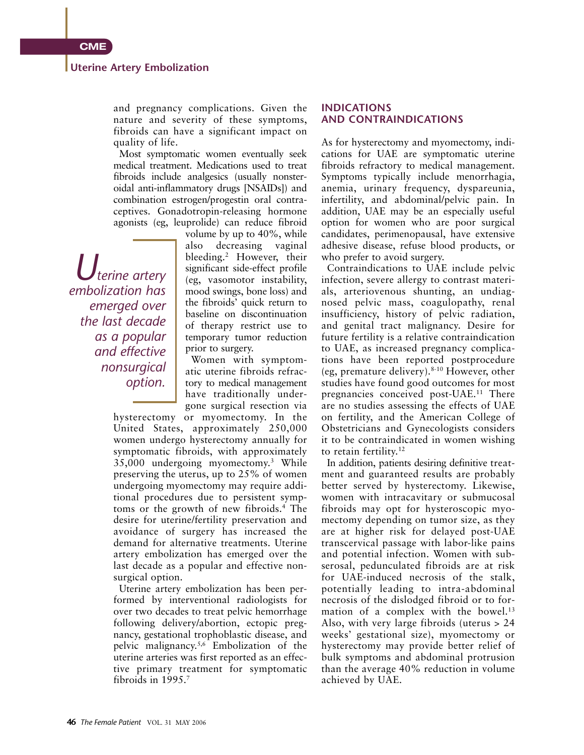and pregnancy complications. Given the nature and severity of these symptoms, fibroids can have a significant impact on quality of life.

Most symptomatic women eventually seek medical treatment. Medications used to treat fibroids include analgesics (usually nonsteroidal anti-inflammatory drugs [NSAIDs]) and combination estrogen/progestin oral contraceptives. Gonadotropin-releasing hormone agonists (eg, leuprolide) can reduce fibroid volume by up to 40%, while also decreasing vaginal bleeding.[2] However, their significant side-effect profile (eg, vasomotor instability, mood swings, bone loss) and the fibroids' quick return to baseline on discontinuation of therapy restrict use to temporary tumor reduction prior to surgery.

> *Uterine artery embolization has emerged over the last decade as a popular and effective nonsurgical option.*

Women with symptomatic uterine fibroids refractory to medical management have traditionally undergone surgical resection via hysterectomy or myomectomy. In the United States, approximately 250,000 women undergo hysterectomy annually for symptomatic fibroids, with approximately 35,000 undergoing myomectomy.[3] While preserving the uterus, up to 25% of women undergoing myomectomy may require additional procedures due to persistent symptoms or the growth of new fibroids.[4] The desire for uterine/fertility preservation and avoidance of surgery has increased the demand for alternative treatments. Uterine artery embolization has emerged over the last decade as a popular and effective nonsurgical option.

Uterine artery embolization has been performed by interventional radiologists for over two decades to treat pelvic hemorrhage following delivery/abortion, ectopic pregnancy, gestational trophoblastic disease, and pelvic malignancy.[5,6] Embolization of the uterine arteries was first reported as an effective primary treatment for symptomatic fibroids in 1995.[7]

## INDICATIONS AND CONTRAINDICATIONS

As for hysterectomy and myomectomy, indications for UAE are symptomatic uterine fibroids refractory to medical management. Symptoms typically include menorrhagia, anemia, urinary frequency, dyspareunia, infertility, and abdominal/pelvic pain. In addition, UAE may be an especially useful option for women who are poor surgical candidates, perimenopausal, have extensive adhesive disease, refuse blood products, or who prefer to avoid surgery.

Contraindications to UAE include pelvic infection, severe allergy to contrast materials, arteriovenous shunting, an undiagnosed pelvic mass, coagulopathy, renal insufficiency, history of pelvic radiation, and genital tract malignancy. Desire for future fertility is a relative contraindication to UAE, as increased pregnancy complications have been reported postprocedure (eg, premature delivery).[8-10] However, other studies have found good outcomes for most pregnancies conceived post-UAE.[11] There are no studies assessing the effects of UAE on fertility, and the American College of Obstetricians and Gynecologists considers it to be contraindicated in women wishing to retain fertility.[12]

In addition, patients desiring definitive treatment and guaranteed results are probably better served by hysterectomy. Likewise, women with intracavitary or submucosal fibroids may opt for hysteroscopic myomectomy depending on tumor size, as they are at higher risk for delayed post-UAE transcervical passage with labor-like pains and potential infection. Women with subserosal, pedunculated fibroids are at risk for UAE-induced necrosis of the stalk, potentially leading to intra-abdominal necrosis of the dislodged fibroid or to formation of a complex with the bowel.[13] Also, with very large fibroids (uterus > 24 weeks' gestational size), myomectomy or hysterectomy may provide better relief of bulk symptoms and abdominal protrusion than the average 40% reduction in volume achieved by UAE.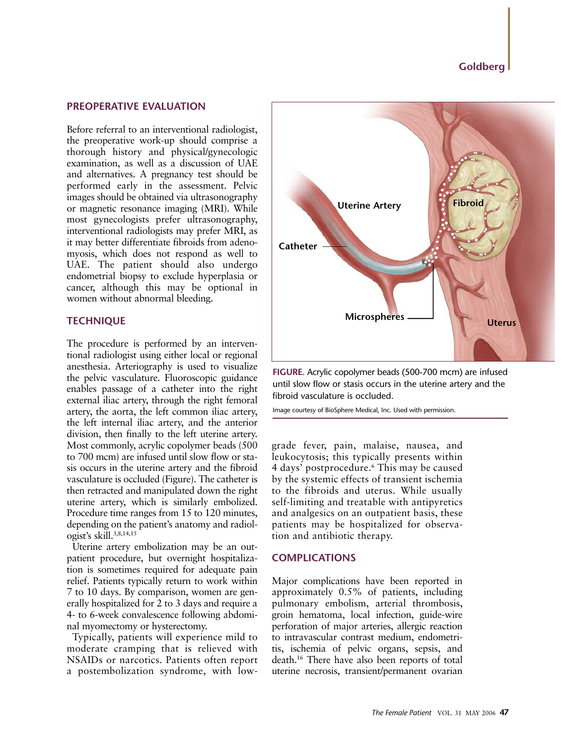## PREOPERATIVE EVALUATION

Before referral to an interventional radiologist, the preoperative work-up should comprise a thorough history and physical/gynecologic examination, as well as a discussion of UAE and alternatives. A pregnancy test should be performed early in the assessment. Pelvic images should be obtained via ultrasonography or magnetic resonance imaging (MRI). While most gynecologists prefer ultrasonography, interventional radiologists may prefer MRI, as it may better differentiate fibroids from adenomyosis, which does not respond as well to UAE. The patient should also undergo endometrial biopsy to exclude hyperplasia or cancer, although this may be optional in women without abnormal bleeding.

## TECHNIQUE

The procedure is performed by an interventional radiologist using either local or regional anesthesia. Arteriography is used to visualize the pelvic vasculature. Fluoroscopic guidance enables passage of a catheter into the right external iliac artery, through the right femoral artery, the aorta, the left common iliac artery, the left internal iliac artery, and the anterior division, then finally to the left uterine artery. Most commonly, acrylic copolymer beads (500 to 700 mcm) are infused until slow flow or stasis occurs in the uterine artery and the fibroid vasculature is occluded (Figure). The catheter is then retracted and manipulated down the right uterine artery, which is similarly embolized. Procedure time ranges from 15 to 120 minutes, depending on the patient's anatomy and radiologist's skill.[3,8,14,15]

Uterine artery embolization may be an outpatient procedure, but overnight hospitalization is sometimes required for adequate pain relief. Patients typically return to work within 7 to 10 days. By comparison, women are generally hospitalized for 2 to 3 days and require a 4- to 6-week convalescence following abdominal myomectomy or hysterectomy.

Typically, patients will experience mild to moderate cramping that is relieved with NSAIDs or narcotics. Patients often report a postembolization syndrome, with low-grade fever, pain, malaise, nausea, and leukocytosis; this typically presents within 4 days' postprocedure.[6] This may be caused by the systemic effects of transient ischemia to the fibroids and uterus. While usually self-limiting and treatable with antipyretics and analgesics on an outpatient basis, these patients may be hospitalized for observation and antibiotic therapy.

**FIGURE.** Acrylic copolymer beads (500-700 mcm) are infused until slow flow or stasis occurs in the uterine artery and the fibroid vasculature is occluded.

Image courtesy of BioSphere Medical, Inc. Used with permission.

## COMPLICATIONS

Major complications have been reported in approximately 0.5% of patients, including pulmonary embolism, arterial thrombosis, groin hematoma, local infection, guide-wire perforation of major arteries, allergic reaction to intravascular contrast medium, endometritis, ischemia of pelvic organs, sepsis, and death.[16] There have also been reports of total uterine necrosis, transient/permanent ovarian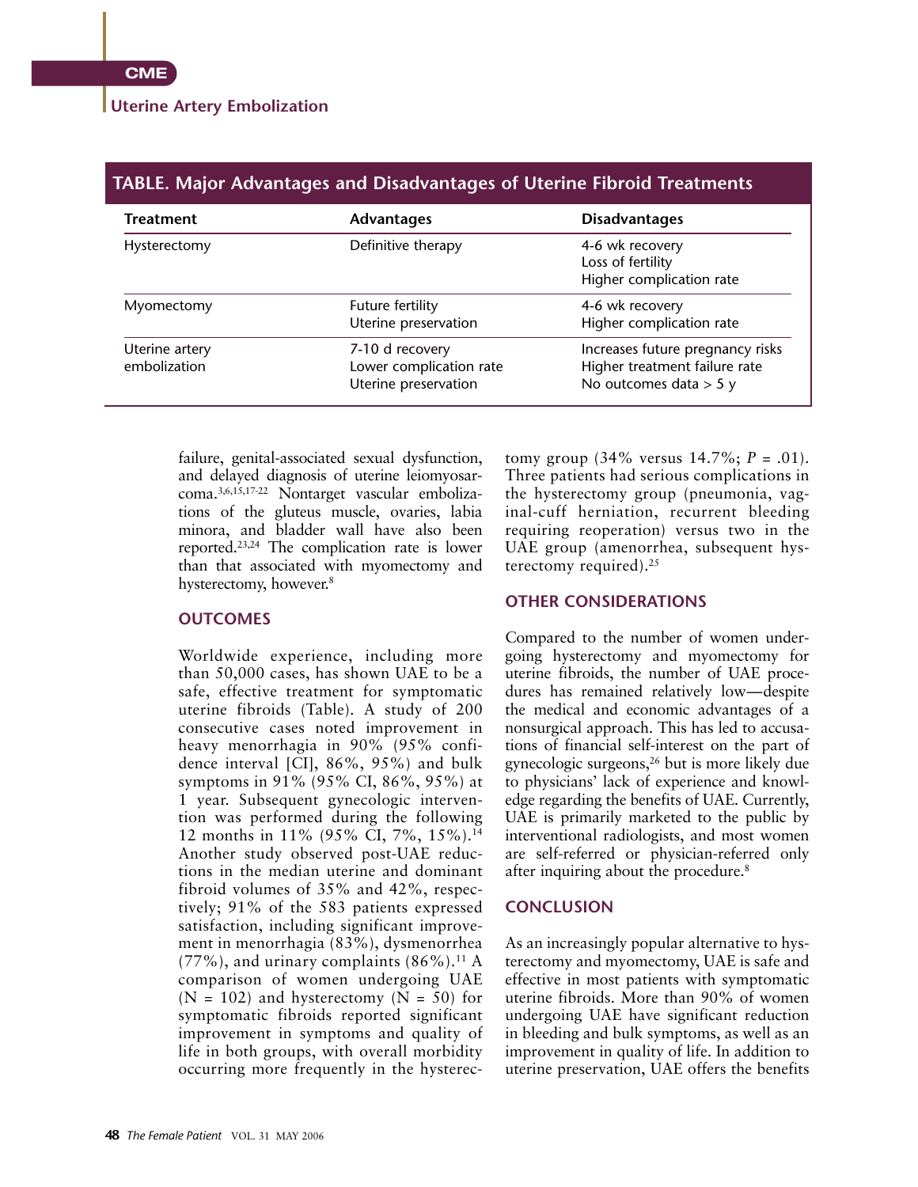**TABLE. Major Advantages and Disadvantages of Uterine Fibroid Treatments**

| Treatment | Advantages | Disadvantages |
|---|---|---|
| Hysterectomy | Definitive therapy | 4-6 wk recovery<br>Loss of fertility<br>Higher complication rate |
| Myomectomy | Future fertility<br>Uterine preservation | 4-6 wk recovery<br>Higher complication rate |
| Uterine artery embolization | 7-10 d recovery<br>Lower complication rate<br>Uterine preservation | Increases future pregnancy risks<br>Higher treatment failure rate<br>No outcomes data > 5 y |

failure, genital-associated sexual dysfunction, and delayed diagnosis of uterine leiomyosarcoma.[3,6,15,17-22] Nontarget vascular embolizations of the gluteus muscle, ovaries, labia minora, and bladder wall have also been reported.[23,24] The complication rate is lower than that associated with myomectomy and hysterectomy, however.[8]

## OUTCOMES

Worldwide experience, including more than 50,000 cases, has shown UAE to be a safe, effective treatment for symptomatic uterine fibroids (Table). A study of 200 consecutive cases noted improvement in heavy menorrhagia in 90% (95% confidence interval [CI], 86%, 95%) and bulk symptoms in 91% (95% CI, 86%, 95%) at 1 year. Subsequent gynecologic intervention was performed during the following 12 months in 11% (95% CI, 7%, 15%).[14] Another study observed post-UAE reductions in the median uterine and dominant fibroid volumes of 35% and 42%, respectively; 91% of the 583 patients expressed satisfaction, including significant improvement in menorrhagia (83%), dysmenorrhea (77%), and urinary complaints (86%).[11] A comparison of women undergoing UAE (N = 102) and hysterectomy (N = 50) for symptomatic fibroids reported significant improvement in symptoms and quality of life in both groups, with overall morbidity occurring more frequently in the hysterectomy group (34% versus 14.7%; *P* = .01). Three patients had serious complications in the hysterectomy group (pneumonia, vaginal-cuff herniation, recurrent bleeding requiring reoperation) versus two in the UAE group (amenorrhea, subsequent hysterectomy required).[25]

## OTHER CONSIDERATIONS

Compared to the number of women undergoing hysterectomy and myomectomy for uterine fibroids, the number of UAE procedures has remained relatively low—despite the medical and economic advantages of a nonsurgical approach. This has led to accusations of financial self-interest on the part of gynecologic surgeons,[26] but is more likely due to physicians' lack of experience and knowledge regarding the benefits of UAE. Currently, UAE is primarily marketed to the public by interventional radiologists, and most women are self-referred or physician-referred only after inquiring about the procedure.[8]

## CONCLUSION

As an increasingly popular alternative to hysterectomy and myomectomy, UAE is safe and effective in most patients with symptomatic uterine fibroids. More than 90% of women undergoing UAE have significant reduction in bleeding and bulk symptoms, as well as an improvement in quality of life. In addition to uterine preservation, UAE offers the benefits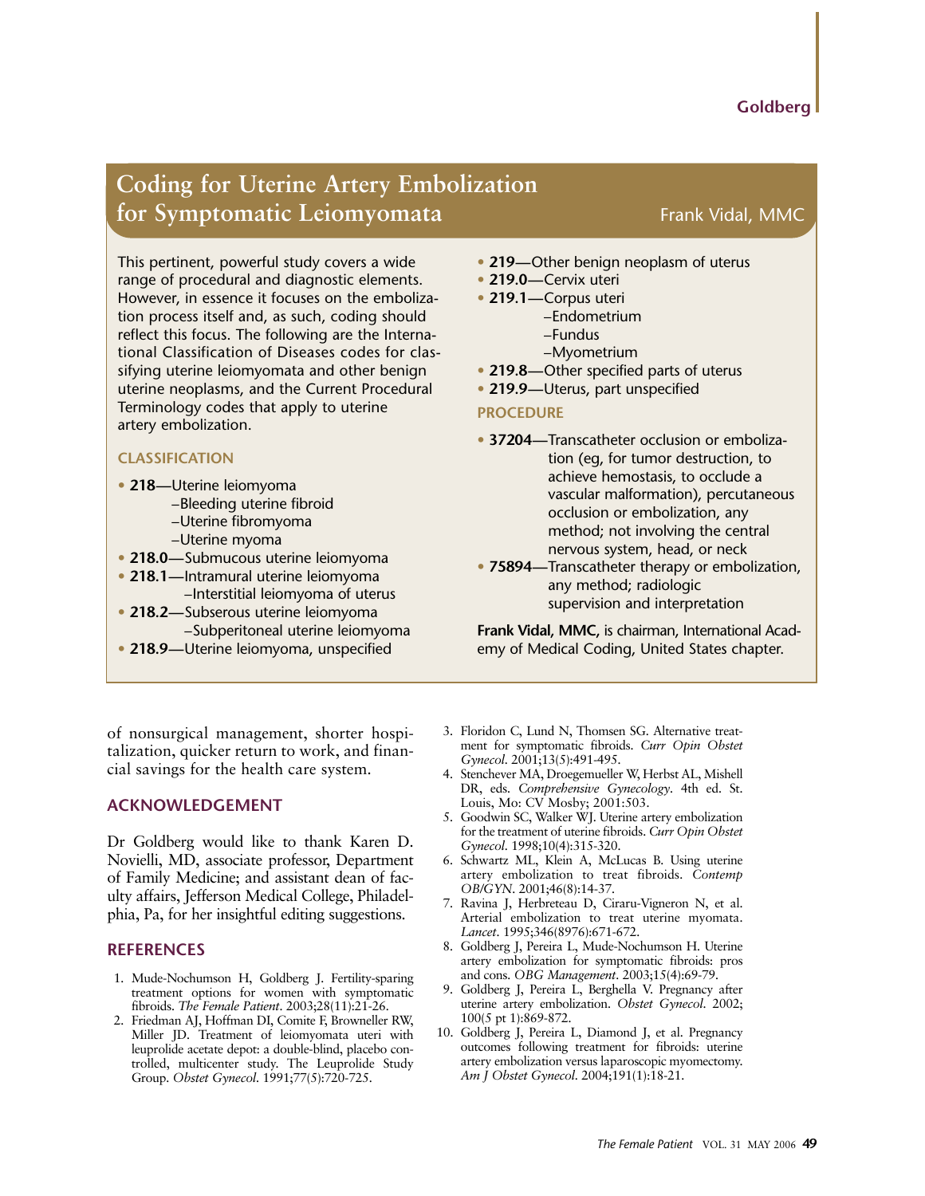## Coding for Uterine Artery Embolization for Symptomatic Leiomyomata

Frank Vidal, MMC

This pertinent, powerful study covers a wide range of procedural and diagnostic elements. However, in essence it focuses on the embolization process itself and, as such, coding should reflect this focus. The following are the International Classification of Diseases codes for classifying uterine leiomyomata and other benign uterine neoplasms, and the Current Procedural Terminology codes that apply to uterine artery embolization.

### CLASSIFICATION

- **218**—Uterine leiomyoma
  - –Bleeding uterine fibroid
  - –Uterine fibromyoma
  - –Uterine myoma
- **218.0**—Submucous uterine leiomyoma
- **218.1**—Intramural uterine leiomyoma
  - –Interstitial leiomyoma of uterus
- **218.2**—Subserous uterine leiomyoma
  - –Subperitoneal uterine leiomyoma
- **218.9**—Uterine leiomyoma, unspecified
- **219**—Other benign neoplasm of uterus
- **219.0**—Cervix uteri
- **219.1**—Corpus uteri
  - –Endometrium
  - –Fundus
  - –Myometrium
- **219.8**—Other specified parts of uterus
- **219.9**—Uterus, part unspecified

### PROCEDURE

- **37204**—Transcatheter occlusion or embolization (eg, for tumor destruction, to achieve hemostasis, to occlude a vascular malformation), percutaneous occlusion or embolization, any method; not involving the central nervous system, head, or neck
- **75894**—Transcatheter therapy or embolization, any method; radiologic supervision and interpretation

**Frank Vidal, MMC**, is chairman, International Academy of Medical Coding, United States chapter.

of nonsurgical management, shorter hospitalization, quicker return to work, and financial savings for the health care system.

## ACKNOWLEDGEMENT

Dr Goldberg would like to thank Karen D. Novielli, MD, associate professor, Department of Family Medicine; and assistant dean of faculty affairs, Jefferson Medical College, Philadelphia, Pa, for her insightful editing suggestions.

## REFERENCES

1. Mude-Nochumson H, Goldberg J. Fertility-sparing treatment options for women with symptomatic fibroids. *The Female Patient*. 2003;28(11):21-26.
2. Friedman AJ, Hoffman DI, Comite F, Browneller RW, Miller JD. Treatment of leiomyomata uteri with leuprolide acetate depot: a double-blind, placebo controlled, multicenter study. The Leuprolide Study Group. *Obstet Gynecol*. 1991;77(5):720-725.
3. Floridon C, Lund N, Thomsen SG. Alternative treatment for symptomatic fibroids. *Curr Opin Obstet Gynecol*. 2001;13(5):491-495.
4. Stenchever MA, Droegemueller W, Herbst AL, Mishell DR, eds. *Comprehensive Gynecology*. 4th ed. St. Louis, Mo: CV Mosby; 2001:503.
5. Goodwin SC, Walker WJ. Uterine artery embolization for the treatment of uterine fibroids. *Curr Opin Obstet Gynecol*. 1998;10(4):315-320.
6. Schwartz ML, Klein A, McLucas B. Using uterine artery embolization to treat fibroids. *Contemp OB/GYN*. 2001;46(8):14-37.
7. Ravina J, Herbreteau D, Ciraru-Vigneron N, et al. Arterial embolization to treat uterine myomata. *Lancet*. 1995;346(8976):671-672.
8. Goldberg J, Pereira L, Mude-Nochumson H. Uterine artery embolization for symptomatic fibroids: pros and cons. *OBG Management*. 2003;15(4):69-79.
9. Goldberg J, Pereira L, Berghella V. Pregnancy after uterine artery embolization. *Obstet Gynecol*. 2002; 100(5 pt 1):869-872.
10. Goldberg J, Pereira L, Diamond J, et al. Pregnancy outcomes following treatment for fibroids: uterine artery embolization versus laparoscopic myomectomy. *Am J Obstet Gynecol*. 2004;191(1):18-21.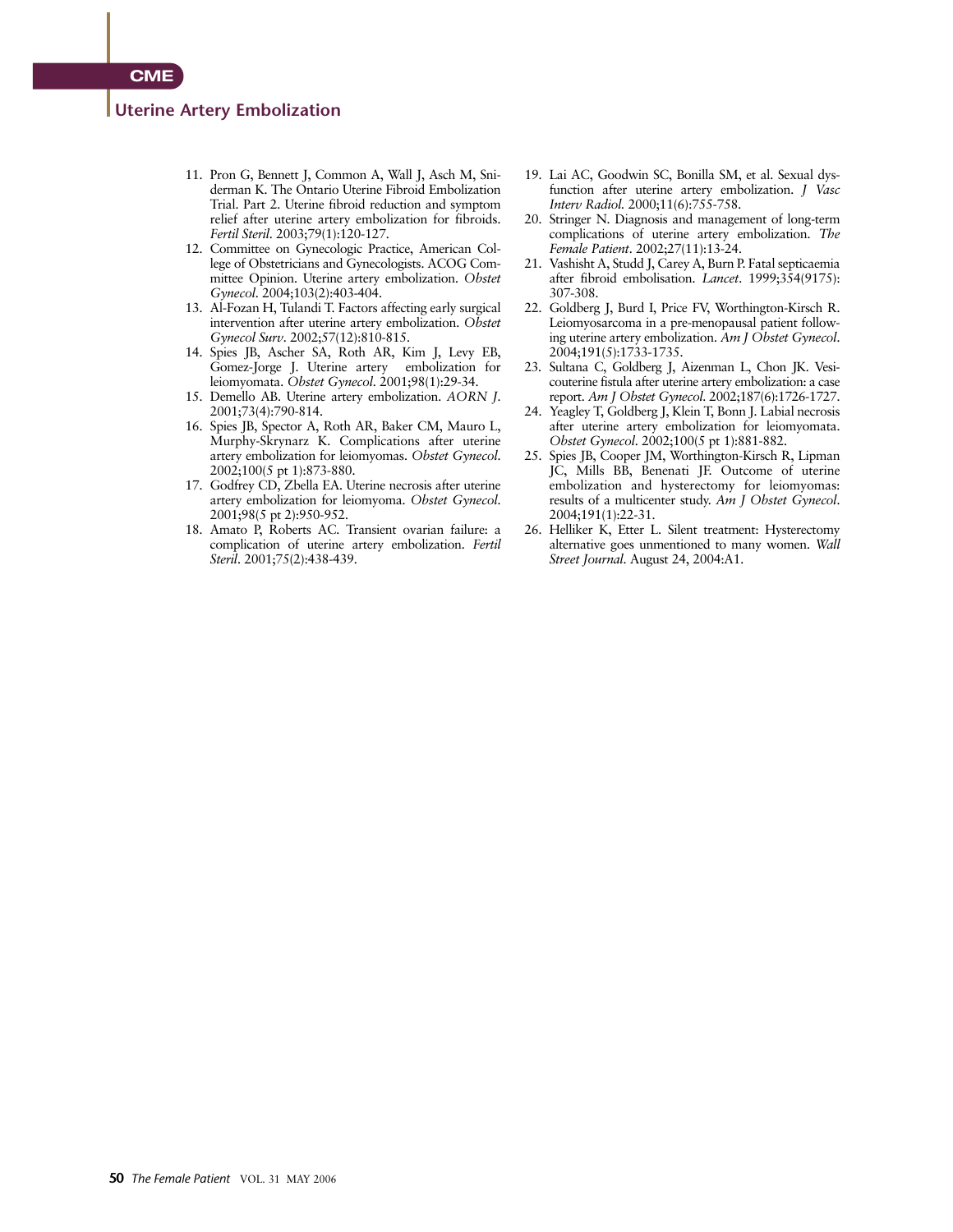11. Pron G, Bennett J, Common A, Wall J, Asch M, Sniderman K. The Ontario Uterine Fibroid Embolization Trial. Part 2. Uterine fibroid reduction and symptom relief after uterine artery embolization for fibroids. *Fertil Steril*. 2003;79(1):120-127.
12. Committee on Gynecologic Practice, American College of Obstetricians and Gynecologists. ACOG Committee Opinion. Uterine artery embolization. *Obstet Gynecol*. 2004;103(2):403-404.
13. Al-Fozan H, Tulandi T. Factors affecting early surgical intervention after uterine artery embolization. *Obstet Gynecol Surv*. 2002;57(12):810-815.
14. Spies JB, Ascher SA, Roth AR, Kim J, Levy EB, Gomez-Jorge J. Uterine artery embolization for leiomyomata. *Obstet Gynecol*. 2001;98(1):29-34.
15. Demello AB. Uterine artery embolization. *AORN J*. 2001;73(4):790-814.
16. Spies JB, Spector A, Roth AR, Baker CM, Mauro L, Murphy-Skrynarz K. Complications after uterine artery embolization for leiomyomas. *Obstet Gynecol*. 2002;100(5 pt 1):873-880.
17. Godfrey CD, Zbella EA. Uterine necrosis after uterine artery embolization for leiomyoma. *Obstet Gynecol*. 2001;98(5 pt 2):950-952.
18. Amato P, Roberts AC. Transient ovarian failure: a complication of uterine artery embolization. *Fertil Steril*. 2001;75(2):438-439.
19. Lai AC, Goodwin SC, Bonilla SM, et al. Sexual dysfunction after uterine artery embolization. *J Vasc Interv Radiol*. 2000;11(6):755-758.
20. Stringer N. Diagnosis and management of long-term complications of uterine artery embolization. *The Female Patient*. 2002;27(11):13-24.
21. Vashisht A, Studd J, Carey A, Burn P. Fatal septicaemia after fibroid embolisation. *Lancet*. 1999;354(9175):307-308.
22. Goldberg J, Burd I, Price FV, Worthington-Kirsch R. Leiomyosarcoma in a pre-menopausal patient following uterine artery embolization. *Am J Obstet Gynecol*. 2004;191(5):1733-1735.
23. Sultana C, Goldberg J, Aizenman L, Chon JK. Vesicouterine fistula after uterine artery embolization: a case report. *Am J Obstet Gynecol*. 2002;187(6):1726-1727.
24. Yeagley T, Goldberg J, Klein T, Bonn J. Labial necrosis after uterine artery embolization for leiomyomata. *Obstet Gynecol*. 2002;100(5 pt 1):881-882.
25. Spies JB, Cooper JM, Worthington-Kirsch R, Lipman JC, Mills BB, Benenati JF. Outcome of uterine embolization and hysterectomy for leiomyomas: results of a multicenter study. *Am J Obstet Gynecol*. 2004;191(1):22-31.
26. Helliker K, Etter L. Silent treatment: Hysterectomy alternative goes unmentioned to many women. *Wall Street Journal*. August 24, 2004:A1.